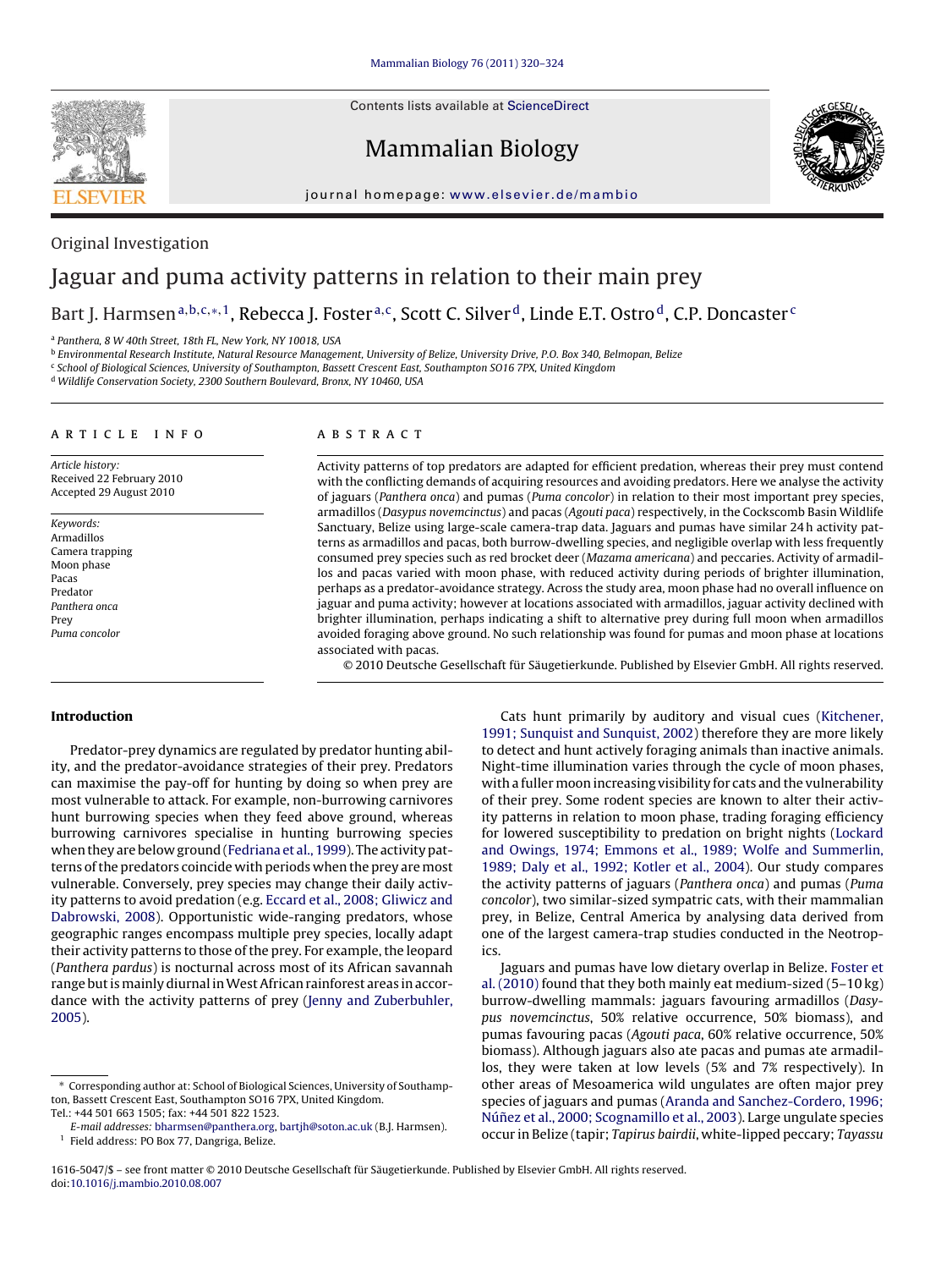Contents lists available at ScienceDirect

# Mammalian Biology

journal homepage: www.elsevier.de/mambio

Original Investigation

# Jaguar and puma activity patterns in relation to their main prey

Bart J. Harmsen[a,b,c,*,1], Rebecca J. Foster[a,c], Scott C. Silver[d], Linde E.T. Ostro[d], C.P. Doncaster[c]

[a] Panthera, 8 W 40th Street, 18th FL, New York, NY 10018, USA

[b] Environmental Research Institute, Natural Resource Management, University of Belize, University Drive, P.O. Box 340, Belmopan, Belize

[c] School of Biological Sciences, University of Southampton, Bassett Crescent East, Southampton SO16 7PX, United Kingdom

[d] Wildlife Conservation Society, 2300 Southern Boulevard, Bronx, NY 10460, USA

## ARTICLE INFO

*Article history:*
Received 22 February 2010
Accepted 29 August 2010

*Keywords:*
Armadillos
Camera trapping
Moon phase
Pacas
Predator
*Panthera onca*
Prey
*Puma concolor*

## ABSTRACT

Activity patterns of top predators are adapted for efficient predation, whereas their prey must contend with the conflicting demands of acquiring resources and avoiding predators. Here we analyse the activity of jaguars (*Panthera onca*) and pumas (*Puma concolor*) in relation to their most important prey species, armadillos (*Dasypus novemcinctus*) and pacas (*Agouti paca*) respectively, in the Cockscomb Basin Wildlife Sanctuary, Belize using large-scale camera-trap data. Jaguars and pumas have similar 24 h activity patterns as armadillos and pacas, both burrow-dwelling species, and negligible overlap with less frequently consumed prey species such as red brocket deer (*Mazama americana*) and peccaries. Activity of armadillos and pacas varied with moon phase, with reduced activity during periods of brighter illumination, perhaps as a predator-avoidance strategy. Across the study area, moon phase had no overall influence on jaguar and puma activity; however at locations associated with armadillos, jaguar activity declined with brighter illumination, perhaps indicating a shift to alternative prey during full moon when armadillos avoided foraging above ground. No such relationship was found for pumas and moon phase at locations associated with pacas.

© 2010 Deutsche Gesellschaft für Säugetierkunde. Published by Elsevier GmbH. All rights reserved.

## Introduction

Predator-prey dynamics are regulated by predator hunting ability, and the predator-avoidance strategies of their prey. Predators can maximise the pay-off for hunting by doing so when prey are most vulnerable to attack. For example, non-burrowing carnivores hunt burrowing species when they feed above ground, whereas burrowing carnivores specialise in hunting burrowing species when they are below ground (Fedriana et al., 1999). The activity patterns of the predators coincide with periods when the prey are most vulnerable. Conversely, prey species may change their daily activity patterns to avoid predation (e.g. Eccard et al., 2008; Gliwicz and Dabrowski, 2008). Opportunistic wide-ranging predators, whose geographic ranges encompass multiple prey species, locally adapt their activity patterns to those of the prey. For example, the leopard (*Panthera pardus*) is nocturnal across most of its African savannah range but is mainly diurnal in West African rainforest areas in accordance with the activity patterns of prey (Jenny and Zuberbuhler, 2005).

Cats hunt primarily by auditory and visual cues (Kitchener, 1991; Sunquist and Sunquist, 2002) therefore they are more likely to detect and hunt actively foraging animals than inactive animals. Night-time illumination varies through the cycle of moon phases, with a fuller moon increasing visibility for cats and the vulnerability of their prey. Some rodent species are known to alter their activity patterns in relation to moon phase, trading foraging efficiency for lowered susceptibility to predation on bright nights (Lockard and Owings, 1974; Emmons et al., 1989; Wolfe and Summerlin, 1989; Daly et al., 1992; Kotler et al., 2004). Our study compares the activity patterns of jaguars (*Panthera onca*) and pumas (*Puma concolor*), two similar-sized sympatric cats, with their mammalian prey, in Belize, Central America by analysing data derived from one of the largest camera-trap studies conducted in the Neotropics.

Jaguars and pumas have low dietary overlap in Belize. Foster et al. (2010) found that they both mainly eat medium-sized (5–10 kg) burrow-dwelling mammals: jaguars favouring armadillos (*Dasypus novemcinctus*, 50% relative occurrence, 50% biomass), and pumas favouring pacas (*Agouti paca*, 60% relative occurrence, 50% biomass). Although jaguars also ate pacas and pumas ate armadillos, they were taken at low levels (5% and 7% respectively). In other areas of Mesoamerica wild ungulates are often major prey species of jaguars and pumas (Aranda and Sanchez-Cordero, 1996; Núñez et al., 2000; Scognamillo et al., 2003). Large ungulate species occur in Belize (tapir; *Tapirus bairdii*, white-lipped peccary; *Tayassu*

* Corresponding author at: School of Biological Sciences, University of Southampton, Bassett Crescent East, Southampton SO16 7PX, United Kingdom. Tel.: +44 501 663 1505; fax: +44 501 822 1523.

*E-mail addresses:* bharmsen@panthera.org, bartjh@soton.ac.uk (B.J. Harmsen).

[1] Field address: PO Box 77, Dangriga, Belize.

1616-5047/$ – see front matter © 2010 Deutsche Gesellschaft für Säugetierkunde. Published by Elsevier GmbH. All rights reserved.
doi:10.1016/j.mambio.2010.08.007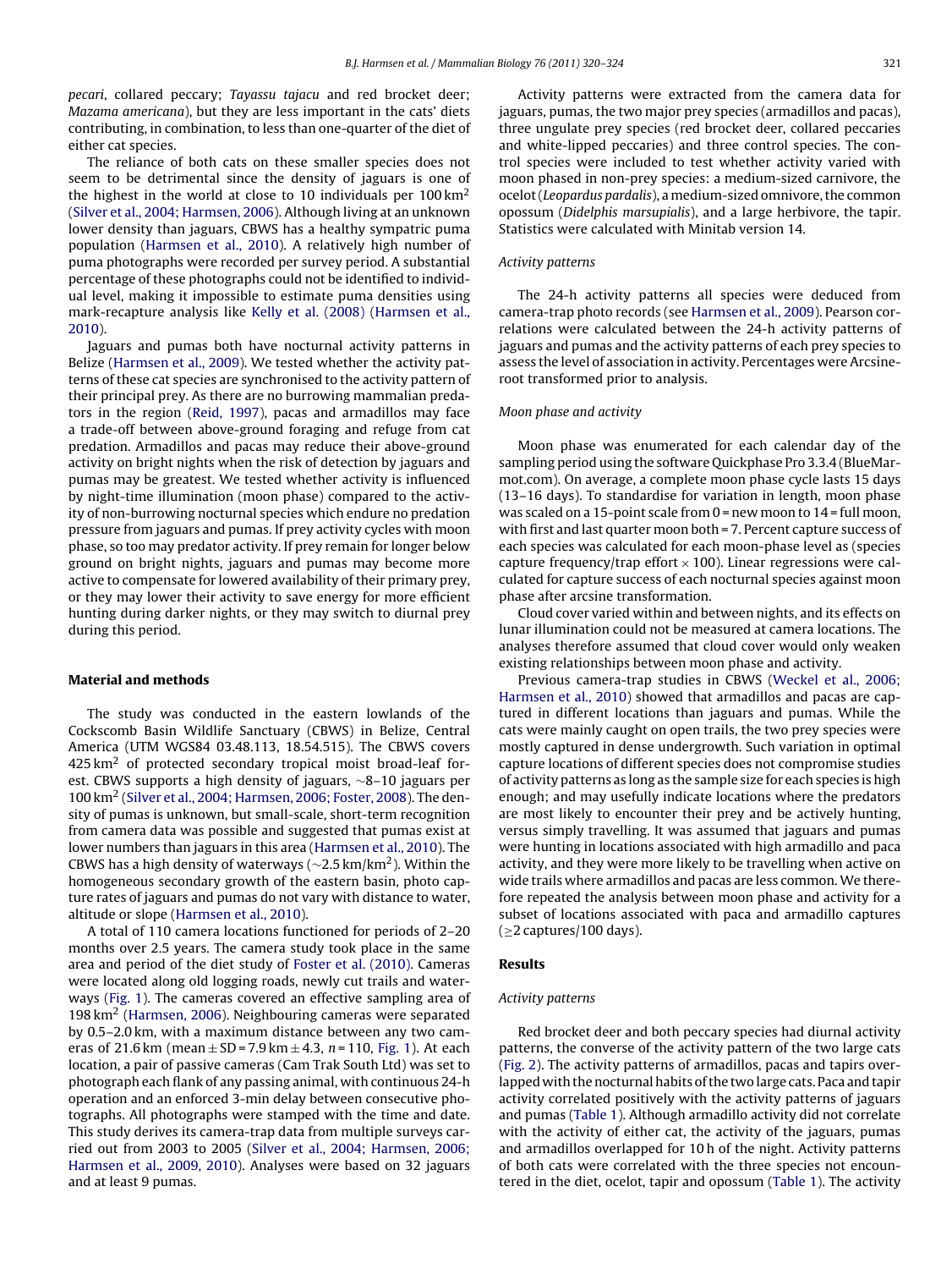*pecari*, collared peccary; *Tayassu tajacu* and red brocket deer; *Mazama americana*), but they are less important in the cats' diets contributing, in combination, to less than one-quarter of the diet of either cat species.

The reliance of both cats on these smaller species does not seem to be detrimental since the density of jaguars is one of the highest in the world at close to 10 individuals per 100 km$^2$ (Silver et al., 2004; Harmsen, 2006). Although living at an unknown lower density than jaguars, CBWS has a healthy sympatric puma population (Harmsen et al., 2010). A relatively high number of puma photographs were recorded per survey period. A substantial percentage of these photographs could not be identified to individual level, making it impossible to estimate puma densities using mark-recapture analysis like Kelly et al. (2008) (Harmsen et al., 2010).

Jaguars and pumas both have nocturnal activity patterns in Belize (Harmsen et al., 2009). We tested whether the activity patterns of these cat species are synchronised to the activity pattern of their principal prey. As there are no burrowing mammalian predators in the region (Reid, 1997), pacas and armadillos may face a trade-off between above-ground foraging and refuge from cat predation. Armadillos and pacas may reduce their above-ground activity on bright nights when the risk of detection by jaguars and pumas may be greatest. We tested whether activity is influenced by night-time illumination (moon phase) compared to the activity of non-burrowing nocturnal species which endure no predation pressure from jaguars and pumas. If prey activity cycles with moon phase, so too may predator activity. If prey remain for longer below ground on bright nights, jaguars and pumas may become more active to compensate for lowered availability of their primary prey, or they may lower their activity to save energy for more efficient hunting during darker nights, or they may switch to diurnal prey during this period.

## Material and methods

The study was conducted in the eastern lowlands of the Cockscomb Basin Wildlife Sanctuary (CBWS) in Belize, Central America (UTM WGS84 03.48.113, 18.54.515). The CBWS covers 425 km$^2$ of protected secondary tropical moist broad-leaf forest. CBWS supports a high density of jaguars, ~8–10 jaguars per 100 km$^2$ (Silver et al., 2004; Harmsen, 2006; Foster, 2008). The density of pumas is unknown, but small-scale, short-term recognition from camera data was possible and suggested that pumas exist at lower numbers than jaguars in this area (Harmsen et al., 2010). The CBWS has a high density of waterways (~2.5 km/km$^2$). Within the homogeneous secondary growth of the eastern basin, photo capture rates of jaguars and pumas do not vary with distance to water, altitude or slope (Harmsen et al., 2010).

A total of 110 camera locations functioned for periods of 2–20 months over 2.5 years. The camera study took place in the same area and period of the diet study of Foster et al. (2010). Cameras were located along old logging roads, newly cut trails and waterways (Fig. 1). The cameras covered an effective sampling area of 198 km$^2$ (Harmsen, 2006). Neighbouring cameras were separated by 0.5–2.0 km, with a maximum distance between any two cameras of 21.6 km (mean ± SD = 7.9 km ± 4.3, $n$ = 110, Fig. 1). At each location, a pair of passive cameras (Cam Trak South Ltd) was set to photograph each flank of any passing animal, with continuous 24-h operation and an enforced 3-min delay between consecutive photographs. All photographs were stamped with the time and date. This study derives its camera-trap data from multiple surveys carried out from 2003 to 2005 (Silver et al., 2004; Harmsen, 2006; Harmsen et al., 2009, 2010). Analyses were based on 32 jaguars and at least 9 pumas.

Activity patterns were extracted from the camera data for jaguars, pumas, the two major prey species (armadillos and pacas), three ungulate prey species (red brocket deer, collared peccaries and white-lipped peccaries) and three control species. The control species were included to test whether activity varied with moon phased in non-prey species: a medium-sized carnivore, the ocelot (*Leopardus pardalis*), a medium-sized omnivore, the common opossum (*Didelphis marsupialis*), and a large herbivore, the tapir. Statistics were calculated with Minitab version 14.

### Activity patterns

The 24-h activity patterns all species were deduced from camera-trap photo records (see Harmsen et al., 2009). Pearson correlations were calculated between the 24-h activity patterns of jaguars and pumas and the activity patterns of each prey species to assess the level of association in activity. Percentages were Arcsine-root transformed prior to analysis.

### Moon phase and activity

Moon phase was enumerated for each calendar day of the sampling period using the software Quickphase Pro 3.3.4 (BlueMarmot.com). On average, a complete moon phase cycle lasts 15 days (13–16 days). To standardise for variation in length, moon phase was scaled on a 15-point scale from 0 = new moon to 14 = full moon, with first and last quarter moon both = 7. Percent capture success of each species was calculated for each moon-phase level as (species capture frequency/trap effort × 100). Linear regressions were calculated for capture success of each nocturnal species against moon phase after arcsine transformation.

Cloud cover varied within and between nights, and its effects on lunar illumination could not be measured at camera locations. The analyses therefore assumed that cloud cover would only weaken existing relationships between moon phase and activity.

Previous camera-trap studies in CBWS (Weckel et al., 2006; Harmsen et al., 2010) showed that armadillos and pacas are captured in different locations than jaguars and pumas. While the cats were mainly caught on open trails, the two prey species were mostly captured in dense undergrowth. Such variation in optimal capture locations of different species does not compromise studies of activity patterns as long as the sample size for each species is high enough; and may usefully indicate locations where the predators are most likely to encounter their prey and be actively hunting, versus simply travelling. It was assumed that jaguars and pumas were hunting in locations associated with high armadillo and paca activity, and they were more likely to be travelling when active on wide trails where armadillos and pacas are less common. We therefore repeated the analysis between moon phase and activity for a subset of locations associated with paca and armadillo captures (≥2 captures/100 days).

## Results

### Activity patterns

Red brocket deer and both peccary species had diurnal activity patterns, the converse of the activity pattern of the two large cats (Fig. 2). The activity patterns of armadillos, pacas and tapirs overlapped with the nocturnal habits of the two large cats. Paca and tapir activity correlated positively with the activity patterns of jaguars and pumas (Table 1). Although armadillo activity did not correlate with the activity of either cat, the activity of the jaguars, pumas and armadillos overlapped for 10 h of the night. Activity patterns of both cats were correlated with the three species not encountered in the diet, ocelot, tapir and opossum (Table 1). The activity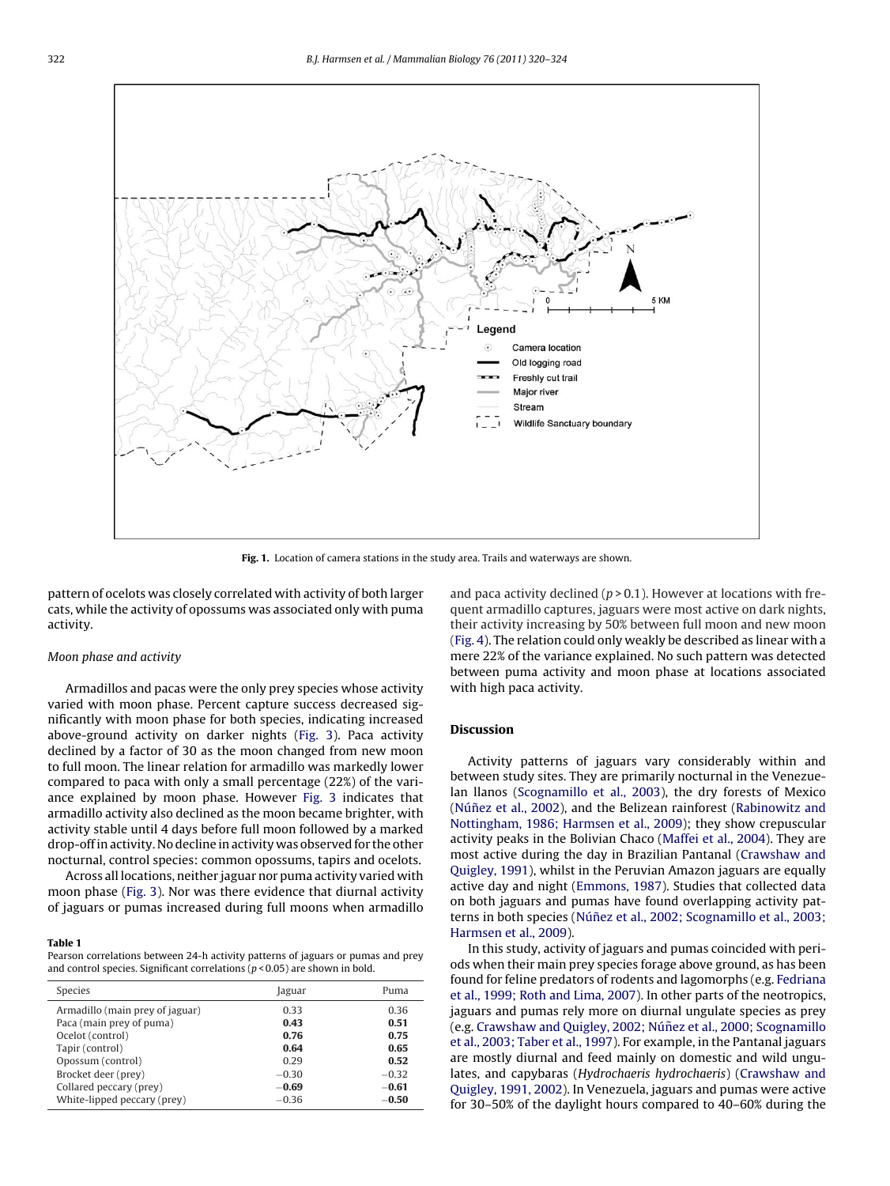Fig. 1. Location of camera stations in the study area. Trails and waterways are shown.

pattern of ocelots was closely correlated with activity of both larger cats, while the activity of opossums was associated only with puma activity.

### Moon phase and activity

Armadillos and pacas were the only prey species whose activity varied with moon phase. Percent capture success decreased significantly with moon phase for both species, indicating increased above-ground activity on darker nights (Fig. 3). Paca activity declined by a factor of 30 as the moon changed from new moon to full moon. The linear relation for armadillo was markedly lower compared to paca with only a small percentage (22%) of the variance explained by moon phase. However Fig. 3 indicates that armadillo activity also declined as the moon became brighter, with activity stable until 4 days before full moon followed by a marked drop-off in activity. No decline in activity was observed for the other nocturnal, control species: common opossums, tapirs and ocelots.

Across all locations, neither jaguar nor puma activity varied with moon phase (Fig. 3). Nor was there evidence that diurnal activity of jaguars or pumas increased during full moons when armadillo and paca activity declined ($p > 0.1$). However at locations with frequent armadillo captures, jaguars were most active on dark nights, their activity increasing by 50% between full moon and new moon (Fig. 4). The relation could only weakly be described as linear with a mere 22% of the variance explained. No such pattern was detected between puma activity and moon phase at locations associated with high paca activity.

**Table 1**
Pearson correlations between 24-h activity patterns of jaguars or pumas and prey and control species. Significant correlations ($p < 0.05$) are shown in bold.

| Species | Jaguar | Puma |
|---|---|---|
| Armadillo (main prey of jaguar) | 0.33 | 0.36 |
| Paca (main prey of puma) | **0.43** | **0.51** |
| Ocelot (control) | **0.76** | **0.75** |
| Tapir (control) | **0.64** | **0.65** |
| Opossum (control) | 0.29 | **0.52** |
| Brocket deer (prey) | −0.30 | −0.32 |
| Collared peccary (prey) | **−0.69** | **−0.61** |
| White-lipped peccary (prey) | −0.36 | **−0.50** |

## Discussion

Activity patterns of jaguars vary considerably within and between study sites. They are primarily nocturnal in the Venezuelan llanos (Scognamillo et al., 2003), the dry forests of Mexico (Núñez et al., 2002), and the Belizean rainforest (Rabinowitz and Nottingham, 1986; Harmsen et al., 2009); they show crepuscular activity peaks in the Bolivian Chaco (Maffei et al., 2004). They are most active during the day in Brazilian Pantanal (Crawshaw and Quigley, 1991), whilst in the Peruvian Amazon jaguars are equally active day and night (Emmons, 1987). Studies that collected data on both jaguars and pumas have found overlapping activity patterns in both species (Núñez et al., 2002; Scognamillo et al., 2003; Harmsen et al., 2009).

In this study, activity of jaguars and pumas coincided with periods when their main prey species forage above ground, as has been found for feline predators of rodents and lagomorphs (e.g. Fedriana et al., 1999; Roth and Lima, 2007). In other parts of the neotropics, jaguars and pumas rely more on diurnal ungulate species as prey (e.g. Crawshaw and Quigley, 2002; Núñez et al., 2000; Scognamillo et al., 2003; Taber et al., 1997). For example, in the Pantanal jaguars are mostly diurnal and feed mainly on domestic and wild ungulates, and capybaras (*Hydrochaeris hydrochaeris*) (Crawshaw and Quigley, 1991, 2002). In Venezuela, jaguars and pumas were active for 30–50% of the daylight hours compared to 40–60% during the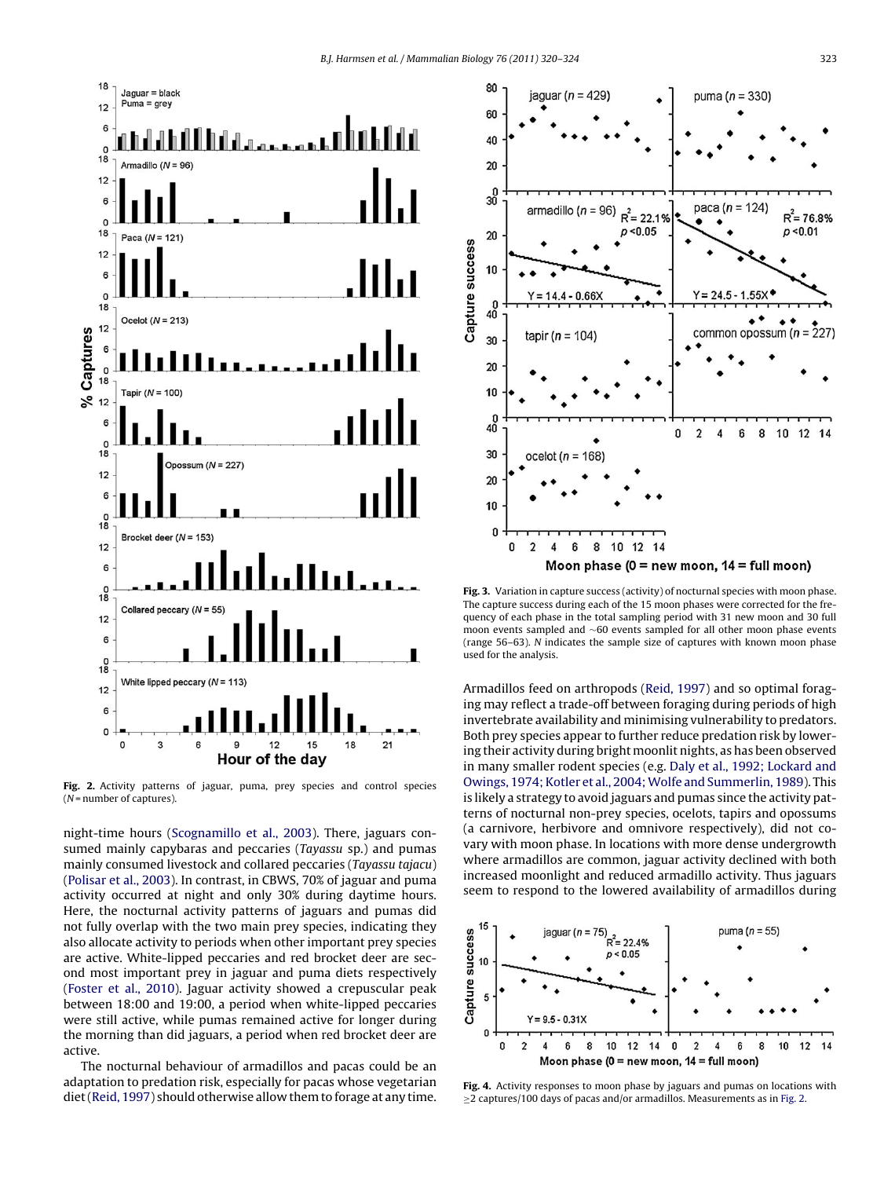Fig. 2. Activity patterns of jaguar, puma, prey species and control species ($N$ = number of captures).

night-time hours (Scognamillo et al., 2003). There, jaguars consumed mainly capybaras and peccaries (*Tayassu* sp.) and pumas mainly consumed livestock and collared peccaries (*Tayassu tajacu*) (Polisar et al., 2003). In contrast, in CBWS, 70% of jaguar and puma activity occurred at night and only 30% during daytime hours. Here, the nocturnal activity patterns of jaguars and pumas did not fully overlap with the two main prey species, indicating they also allocate activity to periods when other important prey species are active. White-lipped peccaries and red brocket deer are second most important prey in jaguar and puma diets respectively (Foster et al., 2010). Jaguar activity showed a crepuscular peak between 18:00 and 19:00, a period when white-lipped peccaries were still active, while pumas remained active for longer during the morning than did jaguars, a period when red brocket deer are active.

The nocturnal behaviour of armadillos and pacas could be an adaptation to predation risk, especially for pacas whose vegetarian diet (Reid, 1997) should otherwise allow them to forage at any time.

Fig. 3. Variation in capture success (activity) of nocturnal species with moon phase. The capture success during each of the 15 moon phases were corrected for the frequency of each phase in the total sampling period with 31 new moon and 30 full moon events sampled and ~60 events sampled for all other moon phase events (range 56–63). $N$ indicates the sample size of captures with known moon phase used for the analysis.

Armadillos feed on arthropods (Reid, 1997) and so optimal foraging may reflect a trade-off between foraging during periods of high invertebrate availability and minimising vulnerability to predators. Both prey species appear to further reduce predation risk by lowering their activity during bright moonlit nights, as has been observed in many smaller rodent species (e.g. Daly et al., 1992; Lockard and Owings, 1974; Kotler et al., 2004; Wolfe and Summerlin, 1989). This is likely a strategy to avoid jaguars and pumas since the activity patterns of nocturnal non-prey species, ocelots, tapirs and opossums (a carnivore, herbivore and omnivore respectively), did not covary with moon phase. In locations with more dense undergrowth where armadillos are common, jaguar activity declined with both increased moonlight and reduced armadillo activity. Thus jaguars seem to respond to the lowered availability of armadillos during

Fig. 4. Activity responses to moon phase by jaguars and pumas on locations with ≥2 captures/100 days of pacas and/or armadillos. Measurements as in Fig. 2.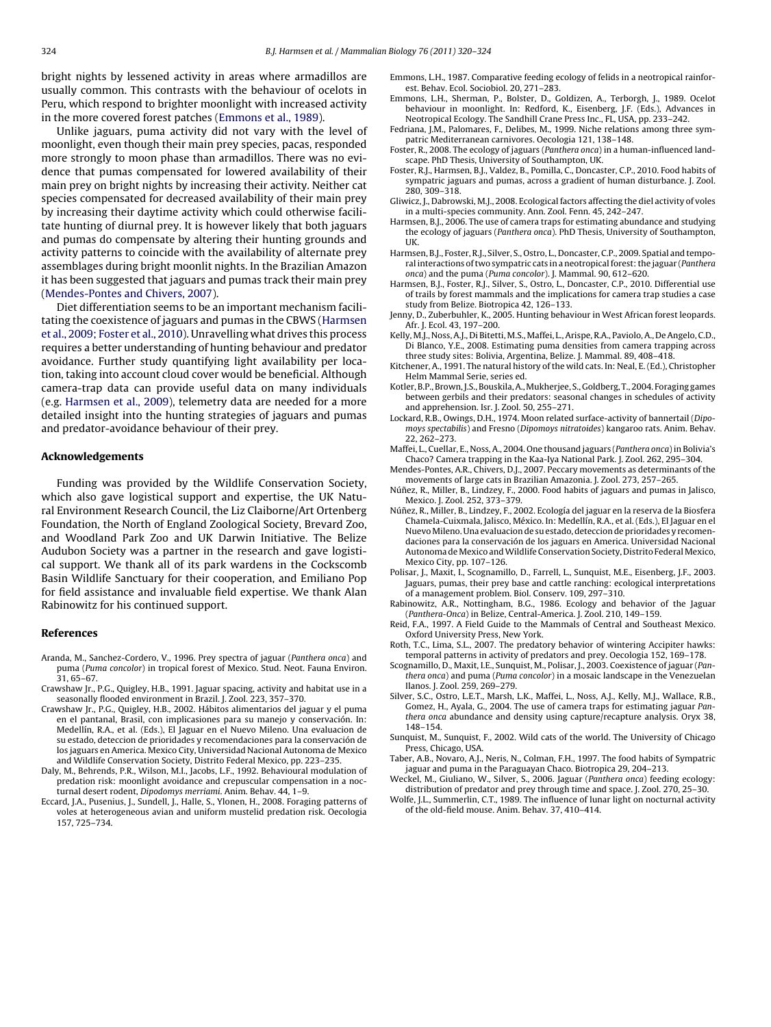bright nights by lessened activity in areas where armadillos are usually common. This contrasts with the behaviour of ocelots in Peru, which respond to brighter moonlight with increased activity in the more covered forest patches (Emmons et al., 1989).

Unlike jaguars, puma activity did not vary with the level of moonlight, even though their main prey species, pacas, responded more strongly to moon phase than armadillos. There was no evidence that pumas compensated for lowered availability of their main prey on bright nights by increasing their activity. Neither cat species compensated for decreased availability of their main prey by increasing their daytime activity which could otherwise facilitate hunting of diurnal prey. It is however likely that both jaguars and pumas do compensate by altering their hunting grounds and activity patterns to coincide with the availability of alternate prey assemblages during bright moonlit nights. In the Brazilian Amazon it has been suggested that jaguars and pumas track their main prey (Mendes-Pontes and Chivers, 2007).

Diet differentiation seems to be an important mechanism facilitating the coexistence of jaguars and pumas in the CBWS (Harmsen et al., 2009; Foster et al., 2010). Unravelling what drives this process requires a better understanding of hunting behaviour and predator avoidance. Further study quantifying light availability per location, taking into account cloud cover would be beneficial. Although camera-trap data can provide useful data on many individuals (e.g. Harmsen et al., 2009), telemetry data are needed for a more detailed insight into the hunting strategies of jaguars and pumas and predator-avoidance behaviour of their prey.

## Acknowledgements

Funding was provided by the Wildlife Conservation Society, which also gave logistical support and expertise, the UK Natural Environment Research Council, the Liz Claiborne/Art Ortenberg Foundation, the North of England Zoological Society, Brevard Zoo, and Woodland Park Zoo and UK Darwin Initiative. The Belize Audubon Society was a partner in the research and gave logistical support. We thank all of its park wardens in the Cockscomb Basin Wildlife Sanctuary for their cooperation, and Emiliano Pop for field assistance and invaluable field expertise. We thank Alan Rabinowitz for his continued support.

## References

Aranda, M., Sanchez-Cordero, V., 1996. Prey spectra of jaguar (*Panthera onca*) and puma (*Puma concolor*) in tropical forest of Mexico. Stud. Neot. Fauna Environ. 31, 65–67.

Crawshaw Jr., P.G., Quigley, H.B., 1991. Jaguar spacing, activity and habitat use in a seasonally flooded environment in Brazil. J. Zool. 223, 357–370.

Crawshaw Jr., P.G., Quigley, H.B., 2002. Hábitos alimentarios del jaguar y el puma en el pantanal, Brasil, con implicasiones para su manejo y conservación. In: Medellín, R.A., et al. (Eds.), El Jaguar en el Nuevo Mileno. Una evaluacion de su estado, deteccion de prioridades y recomendaciones para la conservación de los jaguars en America. Mexico City, Universidad Nacional Autonoma de Mexico and Wildlife Conservation Society, Distrito Federal Mexico, pp. 223–235.

Daly, M., Behrends, P.R., Wilson, M.I., Jacobs, L.F., 1992. Behavioural modulation of predation risk: moonlight avoidance and crepuscular compensation in a nocturnal desert rodent, *Dipodomys merriami*. Anim. Behav. 44, 1–9.

Eccard, J.A., Pusenius, J., Sundell, J., Halle, S., Ylonen, H., 2008. Foraging patterns of voles at heterogeneous avian and uniform mustelid predation risk. Oecologia 157, 725–734.

Emmons, L.H., 1987. Comparative feeding ecology of felids in a neotropical rainforest. Behav. Ecol. Sociobiol. 20, 271–283.

Emmons, L.H., Sherman, P., Bolster, D., Goldizen, A., Terborgh, J., 1989. Ocelot behaviour in moonlight. In: Redford, K., Eisenberg, J.F. (Eds.), Advances in Neotropical Ecology. The Sandhill Crane Press Inc., FL, USA, pp. 233–242.

Fedriana, J.M., Palomares, F., Delibes, M., 1999. Niche relations among three sympatric Mediterranean carnivores. Oecologia 121, 138–148.

Foster, R., 2008. The ecology of jaguars (*Panthera onca*) in a human-influenced landscape. PhD Thesis, University of Southampton, UK.

Foster, R.J., Harmsen, B.J., Valdez, B., Pomilla, C., Doncaster, C.P., 2010. Food habits of sympatric jaguars and pumas, across a gradient of human disturbance. J. Zool. 280, 309–318.

Gliwicz, J., Dabrowski, M.J., 2008. Ecological factors affecting the diel activity of voles in a multi-species community. Ann. Zool. Fenn. 45, 242–247.

Harmsen, B.J., 2006. The use of camera traps for estimating abundance and studying the ecology of jaguars (*Panthera onca*). PhD Thesis, University of Southampton, UK.

Harmsen, B.J., Foster, R.J., Silver, S., Ostro, L., Doncaster, C.P., 2009. Spatial and temporal interactions of two sympatric cats in a neotropical forest: the jaguar (*Panthera onca*) and the puma (*Puma concolor*). J. Mammal. 90, 612–620.

Harmsen, B.J., Foster, R.J., Silver, S., Ostro, L., Doncaster, C.P., 2010. Differential use of trails by forest mammals and the implications for camera trap studies a case study from Belize. Biotropica 42, 126–133.

Jenny, D., Zuberbuhler, K., 2005. Hunting behaviour in West African forest leopards. Afr. J. Ecol. 43, 197–200.

Kelly, M.J., Noss, A.J., Di Bitetti, M.S., Maffei, L., Arispe, R.A., Paviolo, A., De Angelo, C.D., Di Blanco, Y.E., 2008. Estimating puma densities from camera trapping across three study sites: Bolivia, Argentina, Belize. J. Mammal. 89, 408–418.

Kitchener, A., 1991. The natural history of the wild cats. In: Neal, E. (Ed.), Christopher Helm Mammal Serie, series ed.

Kotler, B.P., Brown, J.S., Bouskila, A., Mukherjee, S., Goldberg, T., 2004. Foraging games between gerbils and their predators: seasonal changes in schedules of activity and apprehension. Isr. J. Zool. 50, 255–271.

Lockard, R.B., Owings, D.H., 1974. Moon related surface-activity of bannertail (*Dipomoys spectabilis*) and Fresno (*Dipomoys nitratoides*) kangaroo rats. Anim. Behav. 22, 262–273.

Maffei, L., Cuellar, E., Noss, A., 2004. One thousand jaguars (*Panthera onca*) in Bolivia's Chaco? Camera trapping in the Kaa-Iya National Park. J. Zool. 262, 295–304.

Mendes-Pontes, A.R., Chivers, D.J., 2007. Peccary movements as determinants of the movements of large cats in Brazilian Amazonia. J. Zool. 273, 257–265.

Núñez, R., Miller, B., Lindzey, F., 2000. Food habits of jaguars and pumas in Jalisco, Mexico. J. Zool. 252, 373–379.

Núñez, R., Miller, B., Lindzey, F., 2002. Ecología del jaguar en la reserva de la Biosfera Chamela-Cuixmala, Jalisco, México. In: Medellín, R.A., et al. (Eds.), El Jaguar en el Nuevo Mileno. Una evaluacion de su estado, deteccion de prioridades y recomendaciones para la conservación de los jaguars en America. Universidad Nacional Autonoma de Mexico and Wildlife Conservation Society, Distrito Federal Mexico, Mexico City, pp. 107–126.

Polisar, J., Maxit, I., Scognamillo, D., Farrell, L., Sunquist, M.E., Eisenberg, J.F., 2003. Jaguars, pumas, their prey base and cattle ranching: ecological interpretations of a management problem. Biol. Conserv. 109, 297–310.

Rabinowitz, A.R., Nottingham, B.G., 1986. Ecology and behavior of the Jaguar (*Panthera-Onca*) in Belize, Central-America. J. Zool. 210, 149–159.

Reid, F.A., 1997. A Field Guide to the Mammals of Central and Southeast Mexico. Oxford University Press, New York.

Roth, T.C., Lima, S.L., 2007. The predatory behavior of wintering Accipiter hawks: temporal patterns in activity of predators and prey. Oecologia 152, 169–178.

Scognamillo, D., Maxit, I.E., Sunquist, M., Polisar, J., 2003. Coexistence of jaguar (*Panthera onca*) and puma (*Puma concolor*) in a mosaic landscape in the Venezuelan llanos. J. Zool. 259, 269–279.

Silver, S.C., Ostro, L.E.T., Marsh, L.K., Maffei, L., Noss, A.J., Kelly, M.J., Wallace, R.B., Gomez, H., Ayala, G., 2004. The use of camera traps for estimating jaguar *Panthera onca* abundance and density using capture/recapture analysis. Oryx 38, 148–154.

Sunquist, M., Sunquist, F., 2002. Wild cats of the world. The University of Chicago Press, Chicago, USA.

Taber, A.B., Novaro, A.J., Neris, N., Colman, F.H., 1997. The food habits of Sympatric jaguar and puma in the Paraguayan Chaco. Biotropica 29, 204–213.

Weckel, M., Giuliano, W., Silver, S., 2006. Jaguar (*Panthera onca*) feeding ecology: distribution of predator and prey through time and space. J. Zool. 270, 25–30.

Wolfe, J.L., Summerlin, C.T., 1989. The influence of lunar light on nocturnal activity of the old-field mouse. Anim. Behav. 37, 410–414.